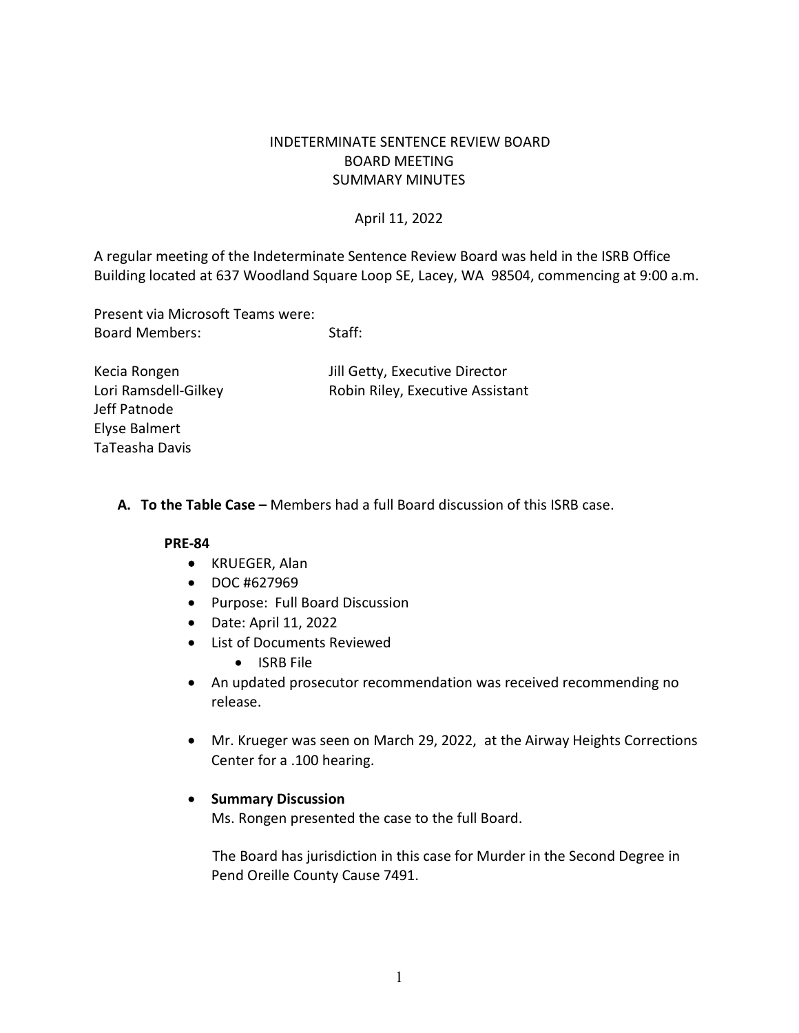INDETERMINATE SENTENCE REVIEW BOARD
BOARD MEETING
SUMMARY MINUTES

April 11, 2022

A regular meeting of the Indeterminate Sentence Review Board was held in the ISRB Office Building located at 637 Woodland Square Loop SE, Lacey, WA 98504, commencing at 9:00 a.m.

Present via Microsoft Teams were:

| Board Members: | Staff: |
|---|---|
| Kecia Rongen | Jill Getty, Executive Director |
| Lori Ramsdell-Gilkey | Robin Riley, Executive Assistant |
| Jeff Patnode | |
| Elyse Balmert | |
| TaTeasha Davis | |

**A. To the Table Case –** Members had a full Board discussion of this ISRB case.

**PRE-84**

- KRUEGER, Alan
- DOC #627969
- Purpose: Full Board Discussion
- Date: April 11, 2022
- List of Documents Reviewed
  - ISRB File
- An updated prosecutor recommendation was received recommending no release.
- Mr. Krueger was seen on March 29, 2022, at the Airway Heights Corrections Center for a .100 hearing.
- **Summary Discussion**

  Ms. Rongen presented the case to the full Board.

  The Board has jurisdiction in this case for Murder in the Second Degree in Pend Oreille County Cause 7491.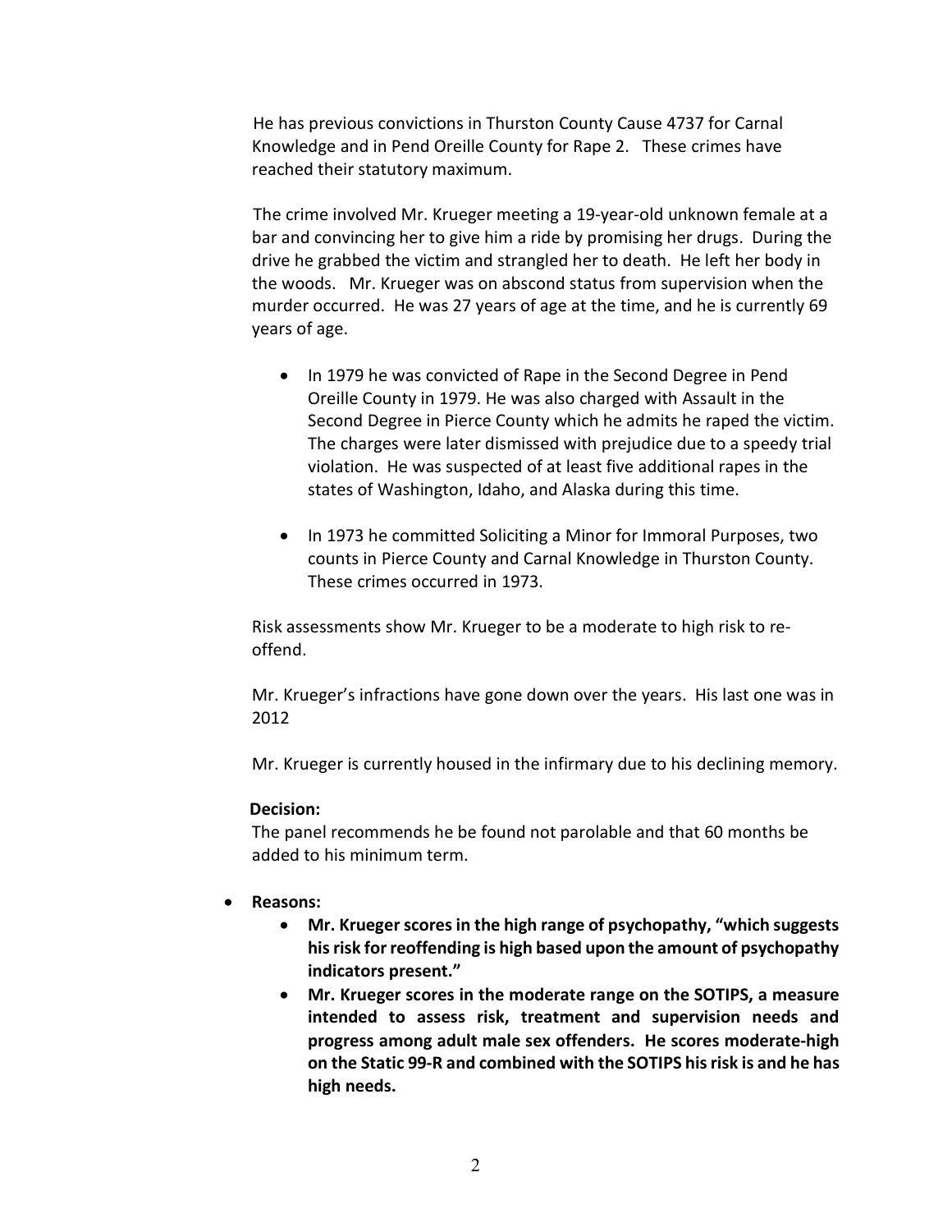He has previous convictions in Thurston County Cause 4737 for Carnal Knowledge and in Pend Oreille County for Rape 2. These crimes have reached their statutory maximum.

The crime involved Mr. Krueger meeting a 19-year-old unknown female at a bar and convincing her to give him a ride by promising her drugs. During the drive he grabbed the victim and strangled her to death. He left her body in the woods. Mr. Krueger was on abscond status from supervision when the murder occurred. He was 27 years of age at the time, and he is currently 69 years of age.

- In 1979 he was convicted of Rape in the Second Degree in Pend Oreille County in 1979. He was also charged with Assault in the Second Degree in Pierce County which he admits he raped the victim. The charges were later dismissed with prejudice due to a speedy trial violation. He was suspected of at least five additional rapes in the states of Washington, Idaho, and Alaska during this time.
- In 1973 he committed Soliciting a Minor for Immoral Purposes, two counts in Pierce County and Carnal Knowledge in Thurston County. These crimes occurred in 1973.

Risk assessments show Mr. Krueger to be a moderate to high risk to re-offend.

Mr. Krueger's infractions have gone down over the years. His last one was in 2012

Mr. Krueger is currently housed in the infirmary due to his declining memory.

**Decision:**

The panel recommends he be found not parolable and that 60 months be added to his minimum term.

- **Reasons:**
  - **Mr. Krueger scores in the high range of psychopathy, "which suggests his risk for reoffending is high based upon the amount of psychopathy indicators present."**
  - **Mr. Krueger scores in the moderate range on the SOTIPS, a measure intended to assess risk, treatment and supervision needs and progress among adult male sex offenders. He scores moderate-high on the Static 99-R and combined with the SOTIPS his risk is and he has high needs.**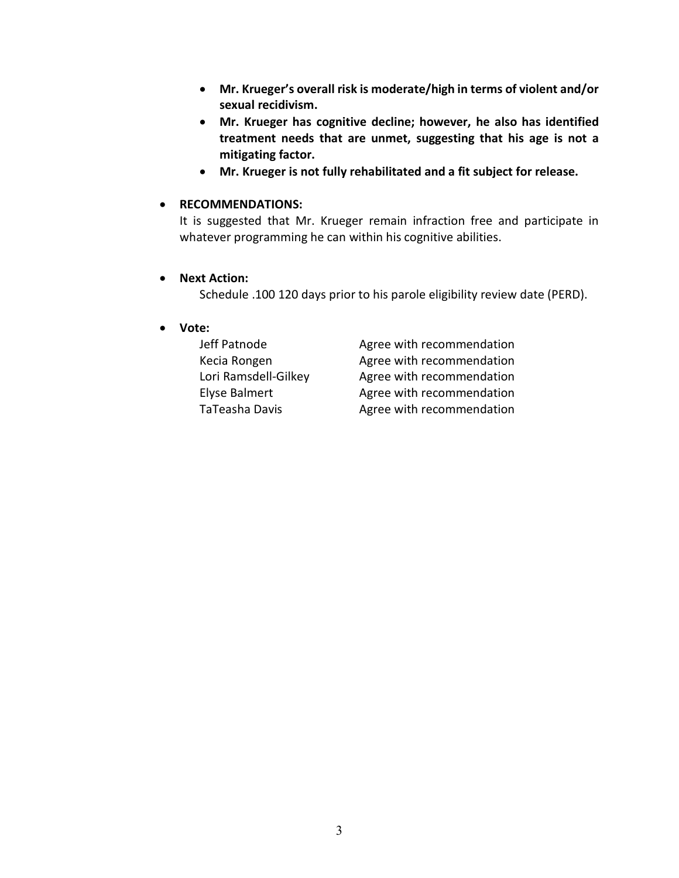- **Mr. Krueger's overall risk is moderate/high in terms of violent and/or sexual recidivism.**
- **Mr. Krueger has cognitive decline; however, he also has identified treatment needs that are unmet, suggesting that his age is not a mitigating factor.**
- **Mr. Krueger is not fully rehabilitated and a fit subject for release.**

- **RECOMMENDATIONS:**
  It is suggested that Mr. Krueger remain infraction free and participate in whatever programming he can within his cognitive abilities.

- **Next Action:**
  Schedule .100 120 days prior to his parole eligibility review date (PERD).

- **Vote:**

| | |
|---|---|
| Jeff Patnode | Agree with recommendation |
| Kecia Rongen | Agree with recommendation |
| Lori Ramsdell-Gilkey | Agree with recommendation |
| Elyse Balmert | Agree with recommendation |
| TaTeasha Davis | Agree with recommendation |